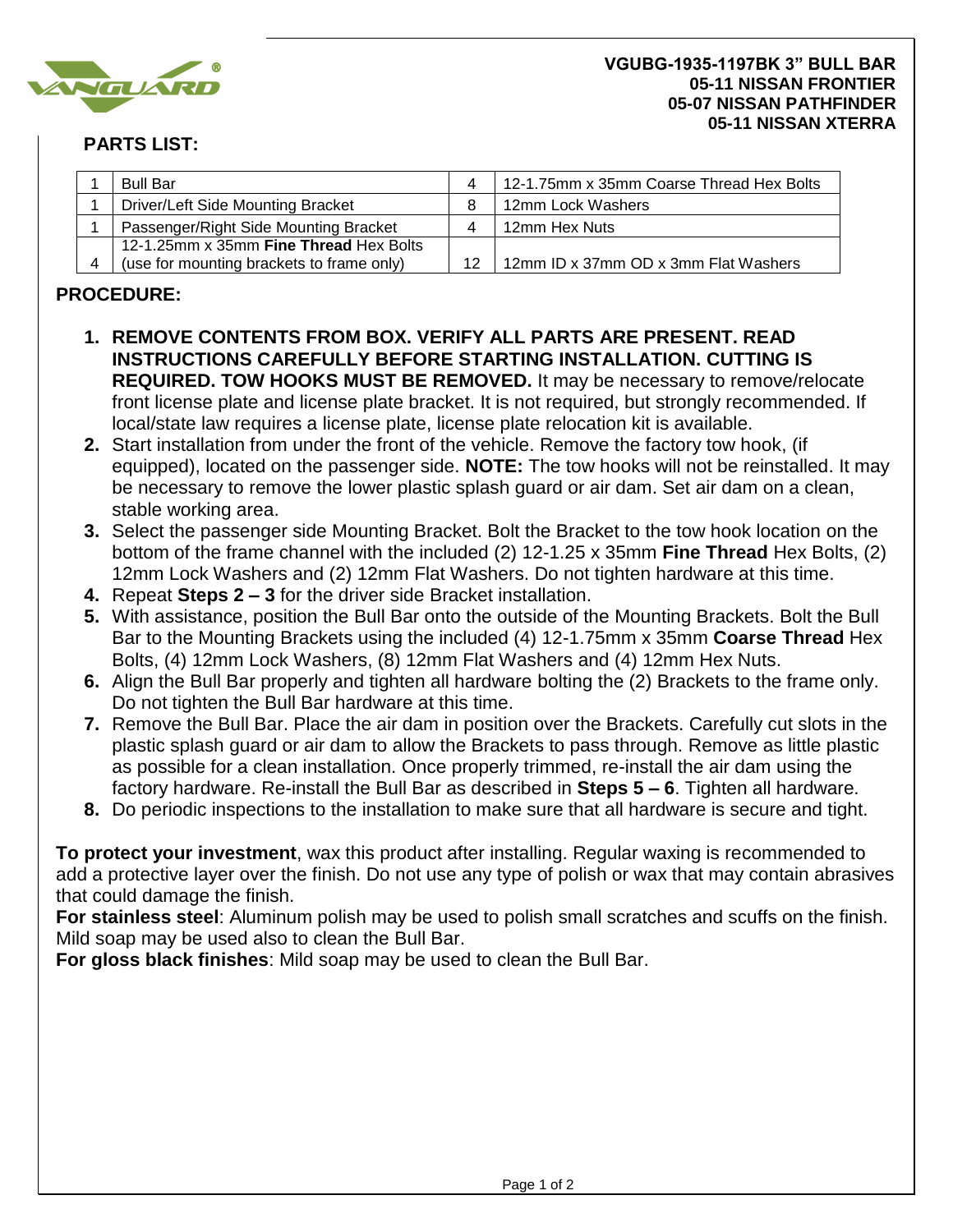**VGUBG-1935-1197BK 3" BULL BAR**
**05-11 NISSAN FRONTIER**
**05-07 NISSAN PATHFINDER**
**05-11 NISSAN XTERRA**

## PARTS LIST:

| Qty | Part | Qty | Part |
|---|---|---|---|
| 1 | Bull Bar | 4 | 12-1.75mm x 35mm Coarse Thread Hex Bolts |
| 1 | Driver/Left Side Mounting Bracket | 8 | 12mm Lock Washers |
| 1 | Passenger/Right Side Mounting Bracket | 4 | 12mm Hex Nuts |
| 4 | 12-1.25mm x 35mm **Fine Thread** Hex Bolts (use for mounting brackets to frame only) | 12 | 12mm ID x 37mm OD x 3mm Flat Washers |

## PROCEDURE:

1. **REMOVE CONTENTS FROM BOX. VERIFY ALL PARTS ARE PRESENT. READ INSTRUCTIONS CAREFULLY BEFORE STARTING INSTALLATION. CUTTING IS REQUIRED. TOW HOOKS MUST BE REMOVED.** It may be necessary to remove/relocate front license plate and license plate bracket. It is not required, but strongly recommended. If local/state law requires a license plate, license plate relocation kit is available.
2. Start installation from under the front of the vehicle. Remove the factory tow hook, (if equipped), located on the passenger side. **NOTE:** The tow hooks will not be reinstalled. It may be necessary to remove the lower plastic splash guard or air dam. Set air dam on a clean, stable working area.
3. Select the passenger side Mounting Bracket. Bolt the Bracket to the tow hook location on the bottom of the frame channel with the included (2) 12-1.25 x 35mm **Fine Thread** Hex Bolts, (2) 12mm Lock Washers and (2) 12mm Flat Washers. Do not tighten hardware at this time.
4. Repeat **Steps 2 – 3** for the driver side Bracket installation.
5. With assistance, position the Bull Bar onto the outside of the Mounting Brackets. Bolt the Bull Bar to the Mounting Brackets using the included (4) 12-1.75mm x 35mm **Coarse Thread** Hex Bolts, (4) 12mm Lock Washers, (8) 12mm Flat Washers and (4) 12mm Hex Nuts.
6. Align the Bull Bar properly and tighten all hardware bolting the (2) Brackets to the frame only. Do not tighten the Bull Bar hardware at this time.
7. Remove the Bull Bar. Place the air dam in position over the Brackets. Carefully cut slots in the plastic splash guard or air dam to allow the Brackets to pass through. Remove as little plastic as possible for a clean installation. Once properly trimmed, re-install the air dam using the factory hardware. Re-install the Bull Bar as described in **Steps 5 – 6**. Tighten all hardware.
8. Do periodic inspections to the installation to make sure that all hardware is secure and tight.

**To protect your investment**, wax this product after installing. Regular waxing is recommended to add a protective layer over the finish. Do not use any type of polish or wax that may contain abrasives that could damage the finish.

**For stainless steel**: Aluminum polish may be used to polish small scratches and scuffs on the finish. Mild soap may be used also to clean the Bull Bar.

**For gloss black finishes**: Mild soap may be used to clean the Bull Bar.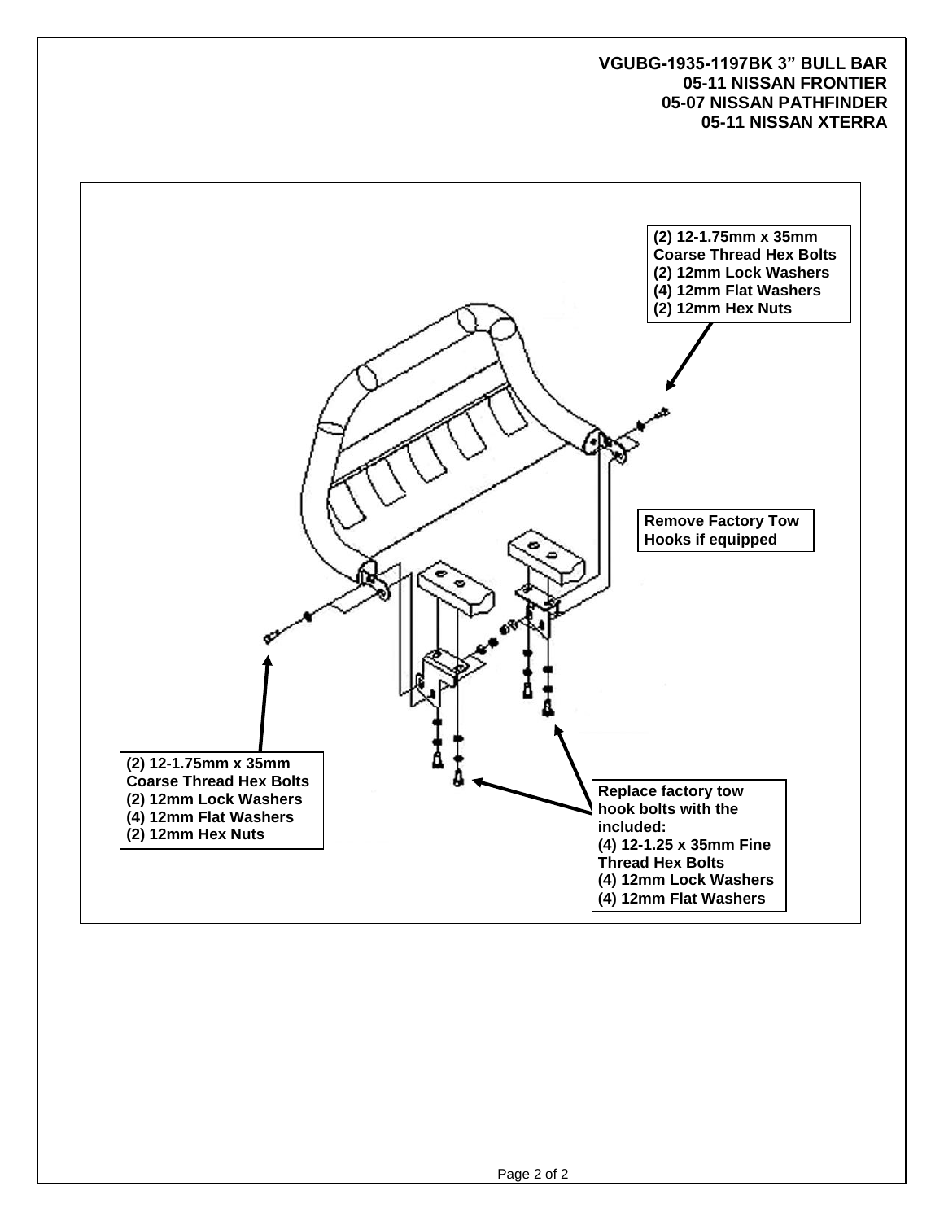**VGUBG-1935-1197BK 3” BULL BAR**
**05-11 NISSAN FRONTIER**
**05-07 NISSAN PATHFINDER**
**05-11 NISSAN XTERRA**

**(2) 12-1.75mm x 35mm Coarse Thread Hex Bolts**
**(2) 12mm Lock Washers**
**(4) 12mm Flat Washers**
**(2) 12mm Hex Nuts**

**Remove Factory Tow Hooks if equipped**

**(2) 12-1.75mm x 35mm Coarse Thread Hex Bolts**
**(2) 12mm Lock Washers**
**(4) 12mm Flat Washers**
**(2) 12mm Hex Nuts**

**Replace factory tow hook bolts with the included:**
**(4) 12-1.25 x 35mm Fine Thread Hex Bolts**
**(4) 12mm Lock Washers**
**(4) 12mm Flat Washers**